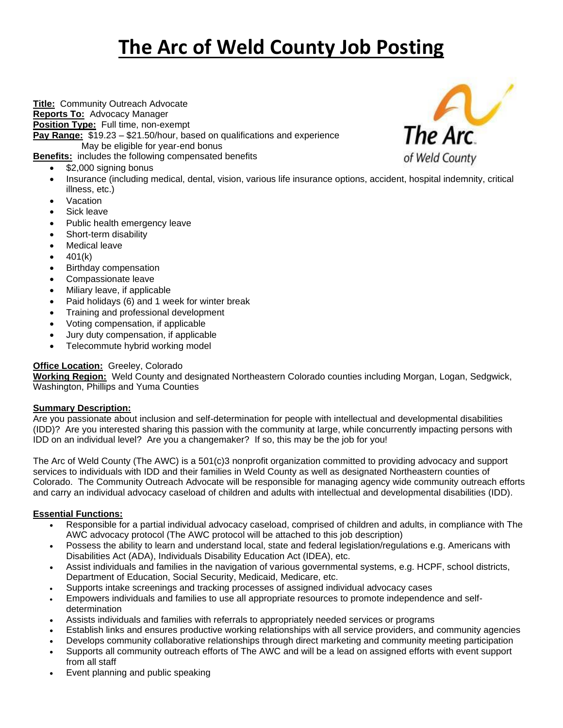# The Arc of Weld County Job Posting

**Title:** Community Outreach Advocate
**Reports To:** Advocacy Manager
**Position Type:** Full time, non-exempt
**Pay Range:** $19.23 – $21.50/hour, based on qualifications and experience
May be eligible for year-end bonus
**Benefits:** includes the following compensated benefits

- $2,000 signing bonus
- Insurance (including medical, dental, vision, various life insurance options, accident, hospital indemnity, critical illness, etc.)
- Vacation
- Sick leave
- Public health emergency leave
- Short-term disability
- Medical leave
- 401(k)
- Birthday compensation
- Compassionate leave
- Miliary leave, if applicable
- Paid holidays (6) and 1 week for winter break
- Training and professional development
- Voting compensation, if applicable
- Jury duty compensation, if applicable
- Telecommute hybrid working model

**Office Location:** Greeley, Colorado
**Working Region:** Weld County and designated Northeastern Colorado counties including Morgan, Logan, Sedgwick, Washington, Phillips and Yuma Counties

**Summary Description:**
Are you passionate about inclusion and self-determination for people with intellectual and developmental disabilities (IDD)? Are you interested sharing this passion with the community at large, while concurrently impacting persons with IDD on an individual level? Are you a changemaker? If so, this may be the job for you!

The Arc of Weld County (The AWC) is a 501(c)3 nonprofit organization committed to providing advocacy and support services to individuals with IDD and their families in Weld County as well as designated Northeastern counties of Colorado. The Community Outreach Advocate will be responsible for managing agency wide community outreach efforts and carry an individual advocacy caseload of children and adults with intellectual and developmental disabilities (IDD).

**Essential Functions:**

- Responsible for a partial individual advocacy caseload, comprised of children and adults, in compliance with The AWC advocacy protocol (The AWC protocol will be attached to this job description)
- Possess the ability to learn and understand local, state and federal legislation/regulations e.g. Americans with Disabilities Act (ADA), Individuals Disability Education Act (IDEA), etc.
- Assist individuals and families in the navigation of various governmental systems, e.g. HCPF, school districts, Department of Education, Social Security, Medicaid, Medicare, etc.
- Supports intake screenings and tracking processes of assigned individual advocacy cases
- Empowers individuals and families to use all appropriate resources to promote independence and self-determination
- Assists individuals and families with referrals to appropriately needed services or programs
- Establish links and ensures productive working relationships with all service providers, and community agencies
- Develops community collaborative relationships through direct marketing and community meeting participation
- Supports all community outreach efforts of The AWC and will be a lead on assigned efforts with event support from all staff
- Event planning and public speaking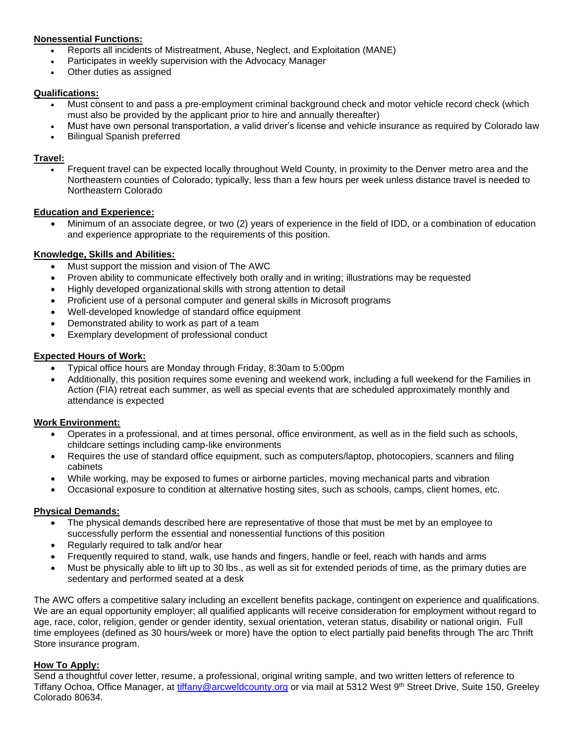**Nonessential Functions:**

- Reports all incidents of Mistreatment, Abuse, Neglect, and Exploitation (MANE)
- Participates in weekly supervision with the Advocacy Manager
- Other duties as assigned

**Qualifications:**

- Must consent to and pass a pre-employment criminal background check and motor vehicle record check (which must also be provided by the applicant prior to hire and annually thereafter)
- Must have own personal transportation, a valid driver's license and vehicle insurance as required by Colorado law
- Bilingual Spanish preferred

**Travel:**

- Frequent travel can be expected locally throughout Weld County, in proximity to the Denver metro area and the Northeastern counties of Colorado; typically, less than a few hours per week unless distance travel is needed to Northeastern Colorado

**Education and Experience:**

- Minimum of an associate degree, or two (2) years of experience in the field of IDD, or a combination of education and experience appropriate to the requirements of this position.

**Knowledge, Skills and Abilities:**

- Must support the mission and vision of The AWC
- Proven ability to communicate effectively both orally and in writing; illustrations may be requested
- Highly developed organizational skills with strong attention to detail
- Proficient use of a personal computer and general skills in Microsoft programs
- Well-developed knowledge of standard office equipment
- Demonstrated ability to work as part of a team
- Exemplary development of professional conduct

**Expected Hours of Work:**

- Typical office hours are Monday through Friday, 8:30am to 5:00pm
- Additionally, this position requires some evening and weekend work, including a full weekend for the Families in Action (FIA) retreat each summer, as well as special events that are scheduled approximately monthly and attendance is expected

**Work Environment:**

- Operates in a professional, and at times personal, office environment, as well as in the field such as schools, childcare settings including camp-like environments
- Requires the use of standard office equipment, such as computers/laptop, photocopiers, scanners and filing cabinets
- While working, may be exposed to fumes or airborne particles, moving mechanical parts and vibration
- Occasional exposure to condition at alternative hosting sites, such as schools, camps, client homes, etc.

**Physical Demands:**

- The physical demands described here are representative of those that must be met by an employee to successfully perform the essential and nonessential functions of this position
- Regularly required to talk and/or hear
- Frequently required to stand, walk, use hands and fingers, handle or feel, reach with hands and arms
- Must be physically able to lift up to 30 lbs., as well as sit for extended periods of time, as the primary duties are sedentary and performed seated at a desk

The AWC offers a competitive salary including an excellent benefits package, contingent on experience and qualifications. We are an equal opportunity employer; all qualified applicants will receive consideration for employment without regard to age, race, color, religion, gender or gender identity, sexual orientation, veteran status, disability or national origin. Full time employees (defined as 30 hours/week or more) have the option to elect partially paid benefits through The arc Thrift Store insurance program.

**How To Apply:**

Send a thoughtful cover letter, resume, a professional, original writing sample, and two written letters of reference to Tiffany Ochoa, Office Manager, at tiffany@arcweldcounty.org or via mail at 5312 West 9th Street Drive, Suite 150, Greeley Colorado 80634.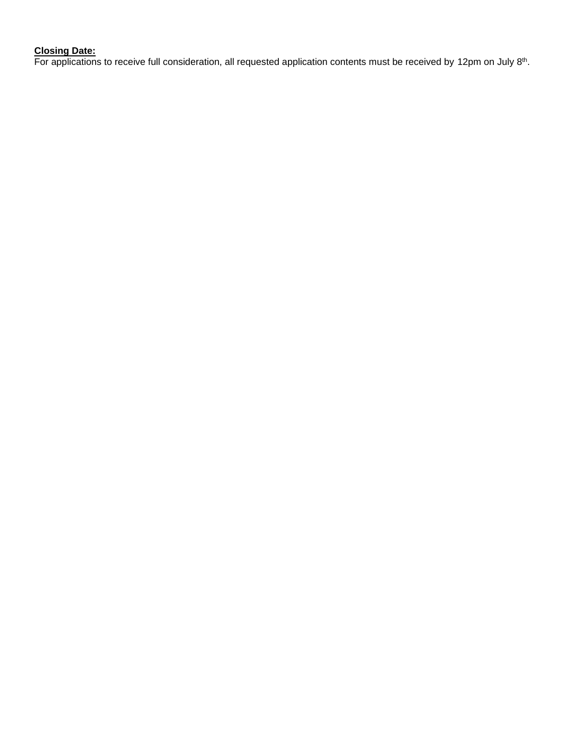**Closing Date:**

For applications to receive full consideration, all requested application contents must be received by 12pm on July 8th.